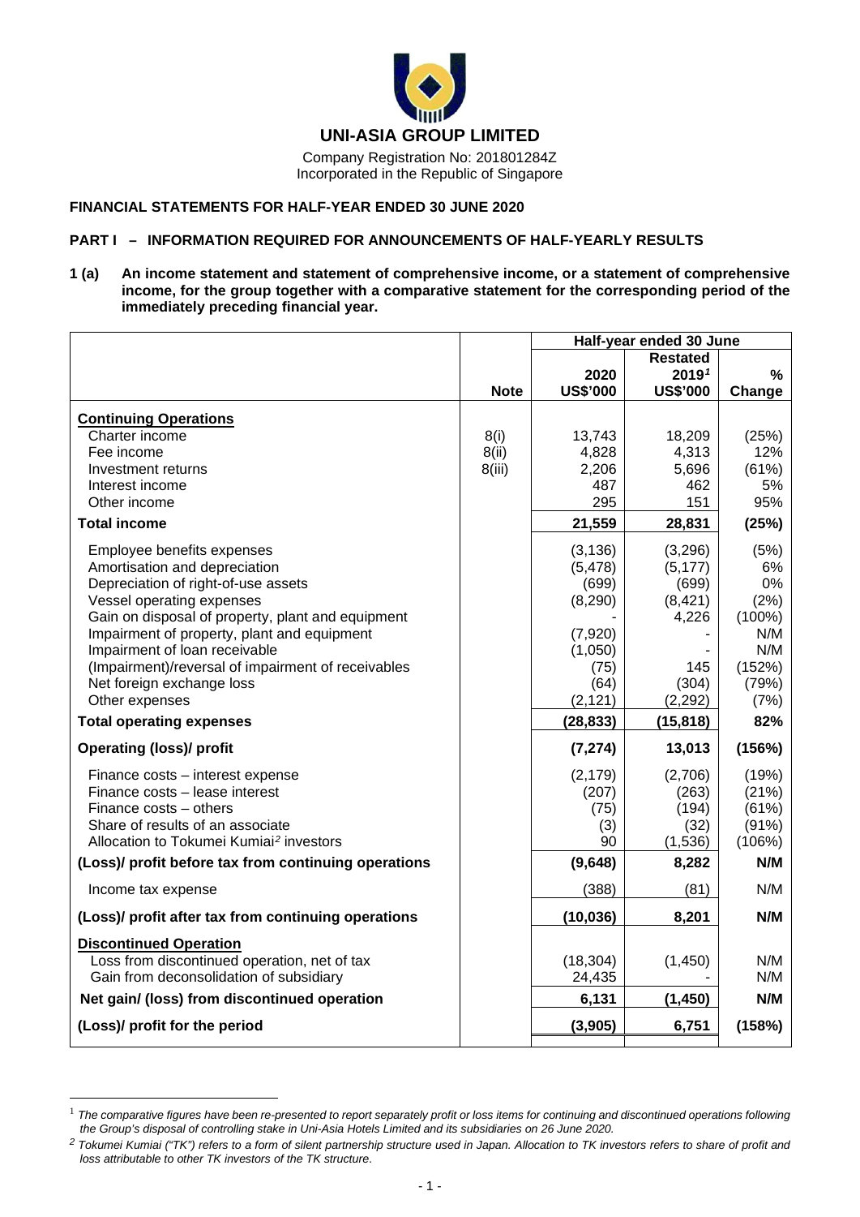# UNI-ASIA GROUP LIMITED

Company Registration No: 201801284Z
Incorporated in the Republic of Singapore

**FINANCIAL STATEMENTS FOR HALF-YEAR ENDED 30 JUNE 2020**

**PART I – INFORMATION REQUIRED FOR ANNOUNCEMENTS OF HALF-YEARLY RESULTS**

**1 (a) An income statement and statement of comprehensive income, or a statement of comprehensive income, for the group together with a comparative statement for the corresponding period of the immediately preceding financial year.**

| | | Half-year ended 30 June | | |
|---|---|---|---|---|
| | **Note** | **2020 US$'000** | **Restated 2019[1] US$'000** | **% Change** |
| **Continuing Operations** | | | | |
| Charter income | 8(i) | 13,743 | 18,209 | (25%) |
| Fee income | 8(ii) | 4,828 | 4,313 | 12% |
| Investment returns | 8(iii) | 2,206 | 5,696 | (61%) |
| Interest income | | 487 | 462 | 5% |
| Other income | | 295 | 151 | 95% |
| **Total income** | | **21,559** | **28,831** | **(25%)** |
| Employee benefits expenses | | (3,136) | (3,296) | (5%) |
| Amortisation and depreciation | | (5,478) | (5,177) | 6% |
| Depreciation of right-of-use assets | | (699) | (699) | 0% |
| Vessel operating expenses | | (8,290) | (8,421) | (2%) |
| Gain on disposal of property, plant and equipment | | - | 4,226 | (100%) |
| Impairment of property, plant and equipment | | (7,920) | - | N/M |
| Impairment of loan receivable | | (1,050) | - | N/M |
| (Impairment)/reversal of impairment of receivables | | (75) | 145 | (152%) |
| Net foreign exchange loss | | (64) | (304) | (79%) |
| Other expenses | | (2,121) | (2,292) | (7%) |
| **Total operating expenses** | | **(28,833)** | **(15,818)** | **82%** |
| **Operating (loss)/ profit** | | **(7,274)** | **13,013** | **(156%)** |
| Finance costs – interest expense | | (2,179) | (2,706) | (19%) |
| Finance costs – lease interest | | (207) | (263) | (21%) |
| Finance costs – others | | (75) | (194) | (61%) |
| Share of results of an associate | | (3) | (32) | (91%) |
| Allocation to Tokumei Kumiai[2] investors | | 90 | (1,536) | (106%) |
| **(Loss)/ profit before tax from continuing operations** | | **(9,648)** | **8,282** | **N/M** |
| Income tax expense | | (388) | (81) | N/M |
| **(Loss)/ profit after tax from continuing operations** | | **(10,036)** | **8,201** | **N/M** |
| **Discontinued Operation** | | | | |
| Loss from discontinued operation, net of tax | | (18,304) | (1,450) | N/M |
| Gain from deconsolidation of subsidiary | | 24,435 | - | N/M |
| **Net gain/ (loss) from discontinued operation** | | **6,131** | **(1,450)** | **N/M** |
| **(Loss)/ profit for the period** | | **(3,905)** | **6,751** | **(158%)** |

[1] *The comparative figures have been re-presented to report separately profit or loss items for continuing and discontinued operations following the Group's disposal of controlling stake in Uni-Asia Hotels Limited and its subsidiaries on 26 June 2020.*

[2] *Tokumei Kumiai ("TK") refers to a form of silent partnership structure used in Japan. Allocation to TK investors refers to share of profit and loss attributable to other TK investors of the TK structure.*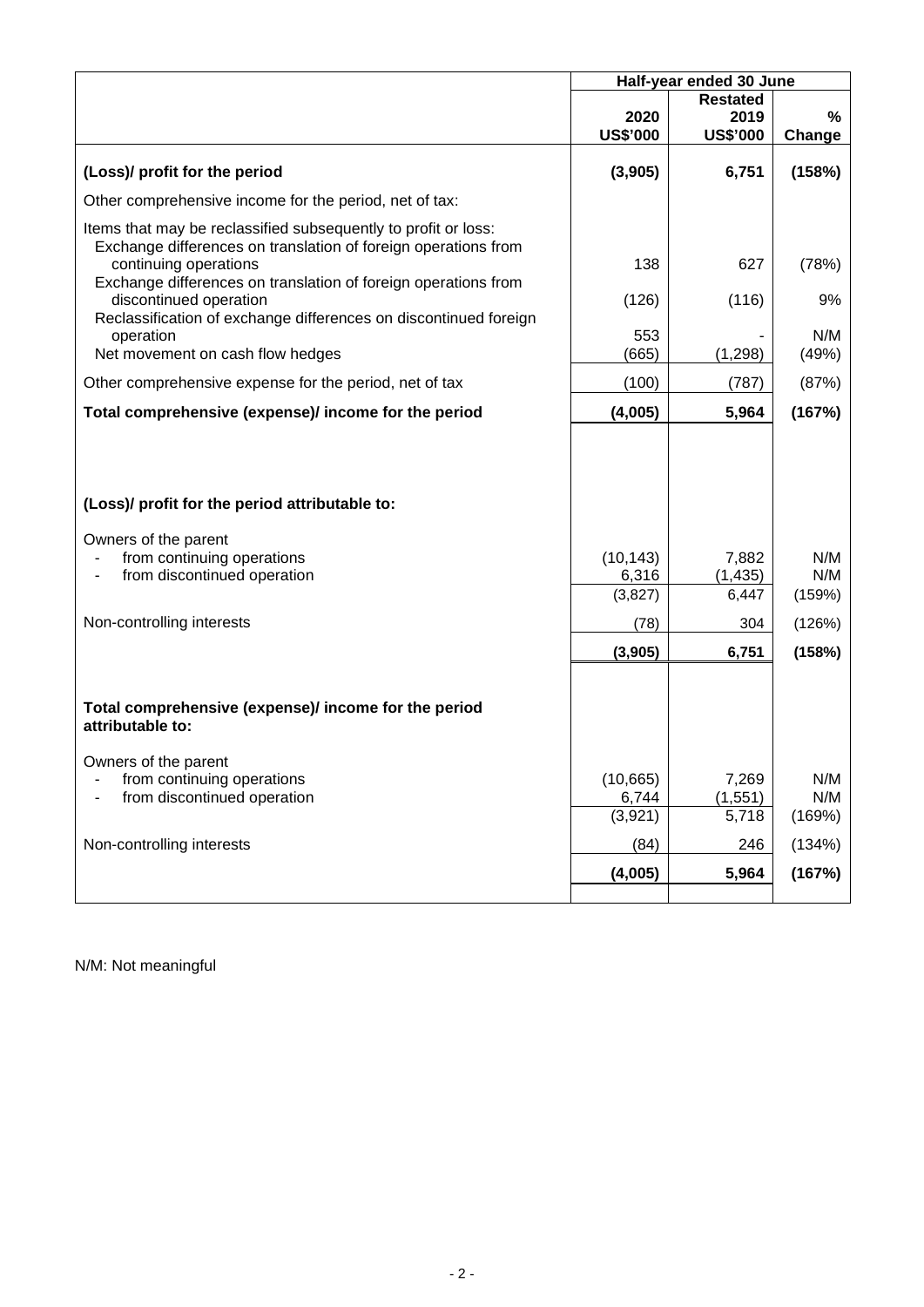| | Half-year ended 30 June | | |
|---|---|---|---|
| | **2020** | **Restated 2019** | **%** |
| | **US$'000** | **US$'000** | **Change** |
| **(Loss)/ profit for the period** | **(3,905)** | **6,751** | **(158%)** |
| Other comprehensive income for the period, net of tax: | | | |
| Items that may be reclassified subsequently to profit or loss: | | | |
| Exchange differences on translation of foreign operations from continuing operations | 138 | 627 | (78%) |
| Exchange differences on translation of foreign operations from discontinued operation | (126) | (116) | 9% |
| Reclassification of exchange differences on discontinued foreign operation | 553 | - | N/M |
| Net movement on cash flow hedges | (665) | (1,298) | (49%) |
| Other comprehensive expense for the period, net of tax | (100) | (787) | (87%) |
| **Total comprehensive (expense)/ income for the period** | **(4,005)** | **5,964** | **(167%)** |
| | | | |
| **(Loss)/ profit for the period attributable to:** | | | |
| Owners of the parent | | | |
| - from continuing operations | (10,143) | 7,882 | N/M |
| - from discontinued operation | 6,316 | (1,435) | N/M |
| | (3,827) | 6,447 | (159%) |
| Non-controlling interests | (78) | 304 | (126%) |
| | **(3,905)** | **6,751** | **(158%)** |
| | | | |
| **Total comprehensive (expense)/ income for the period attributable to:** | | | |
| Owners of the parent | | | |
| - from continuing operations | (10,665) | 7,269 | N/M |
| - from discontinued operation | 6,744 | (1,551) | N/M |
| | (3,921) | 5,718 | (169%) |
| Non-controlling interests | (84) | 246 | (134%) |
| | **(4,005)** | **5,964** | **(167%)** |

N/M: Not meaningful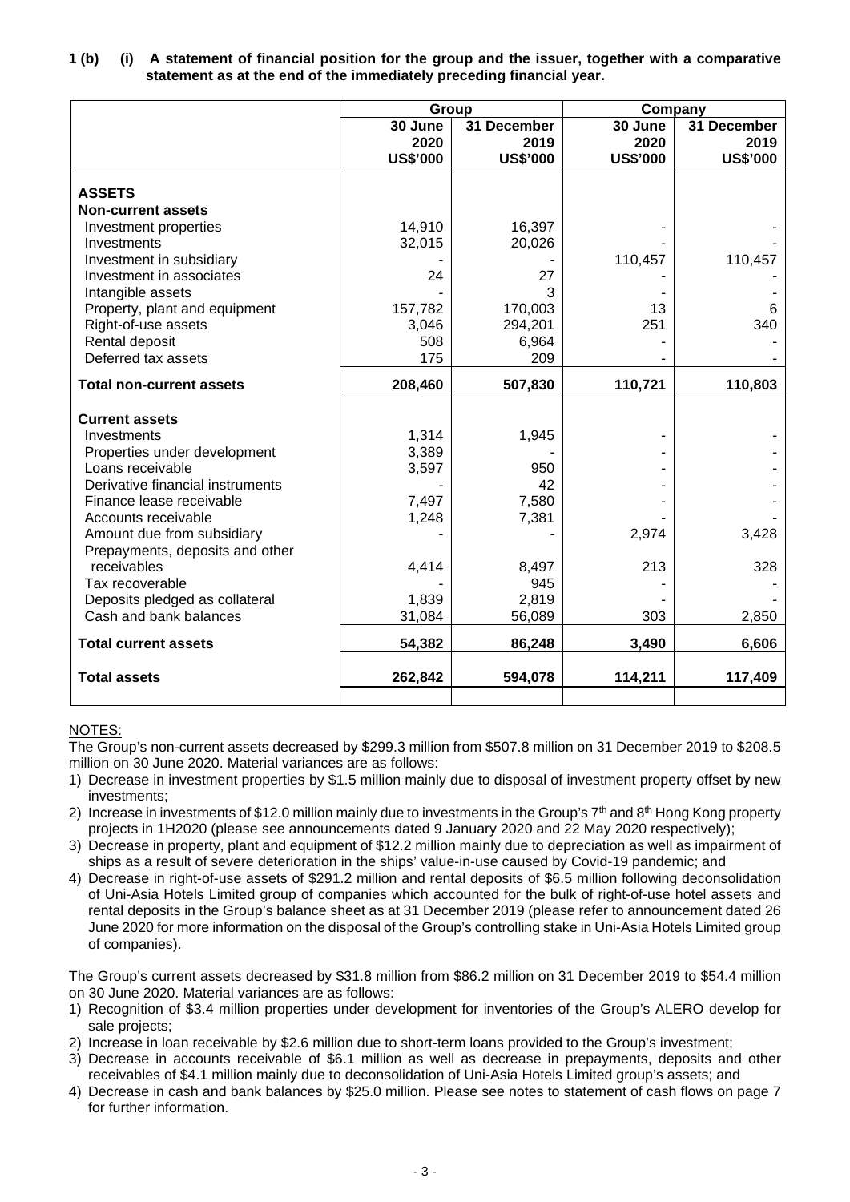**1 (b) (i) A statement of financial position for the group and the issuer, together with a comparative statement as at the end of the immediately preceding financial year.**

| | Group | | Company | |
|---|---|---|---|---|
| | 30 June 2020 US$'000 | 31 December 2019 US$'000 | 30 June 2020 US$'000 | 31 December 2019 US$'000 |
| **ASSETS** | | | | |
| **Non-current assets** | | | | |
| Investment properties | 14,910 | 16,397 | - | - |
| Investments | 32,015 | 20,026 | - | - |
| Investment in subsidiary | - | - | 110,457 | 110,457 |
| Investment in associates | 24 | 27 | - | - |
| Intangible assets | - | 3 | - | - |
| Property, plant and equipment | 157,782 | 170,003 | 13 | 6 |
| Right-of-use assets | 3,046 | 294,201 | 251 | 340 |
| Rental deposit | 508 | 6,964 | - | - |
| Deferred tax assets | 175 | 209 | - | - |
| **Total non-current assets** | **208,460** | **507,830** | **110,721** | **110,803** |
| **Current assets** | | | | |
| Investments | 1,314 | 1,945 | - | - |
| Properties under development | 3,389 | - | - | - |
| Loans receivable | 3,597 | 950 | - | - |
| Derivative financial instruments | - | 42 | - | - |
| Finance lease receivable | 7,497 | 7,580 | - | - |
| Accounts receivable | 1,248 | 7,381 | - | - |
| Amount due from subsidiary | - | - | 2,974 | 3,428 |
| Prepayments, deposits and other receivables | 4,414 | 8,497 | 213 | 328 |
| Tax recoverable | - | 945 | - | - |
| Deposits pledged as collateral | 1,839 | 2,819 | - | - |
| Cash and bank balances | 31,084 | 56,089 | 303 | 2,850 |
| **Total current assets** | **54,382** | **86,248** | **3,490** | **6,606** |
| **Total assets** | **262,842** | **594,078** | **114,211** | **117,409** |

NOTES:

The Group's non-current assets decreased by $299.3 million from $507.8 million on 31 December 2019 to $208.5 million on 30 June 2020. Material variances are as follows:

1) Decrease in investment properties by $1.5 million mainly due to disposal of investment property offset by new investments;
2) Increase in investments of $12.0 million mainly due to investments in the Group's 7th and 8th Hong Kong property projects in 1H2020 (please see announcements dated 9 January 2020 and 22 May 2020 respectively);
3) Decrease in property, plant and equipment of $12.2 million mainly due to depreciation as well as impairment of ships as a result of severe deterioration in the ships' value-in-use caused by Covid-19 pandemic; and
4) Decrease in right-of-use assets of $291.2 million and rental deposits of $6.5 million following deconsolidation of Uni-Asia Hotels Limited group of companies which accounted for the bulk of right-of-use hotel assets and rental deposits in the Group's balance sheet as at 31 December 2019 (please refer to announcement dated 26 June 2020 for more information on the disposal of the Group's controlling stake in Uni-Asia Hotels Limited group of companies).

The Group's current assets decreased by $31.8 million from $86.2 million on 31 December 2019 to $54.4 million on 30 June 2020. Material variances are as follows:

1) Recognition of $3.4 million properties under development for inventories of the Group's ALERO develop for sale projects;
2) Increase in loan receivable by $2.6 million due to short-term loans provided to the Group's investment;
3) Decrease in accounts receivable of $6.1 million as well as decrease in prepayments, deposits and other receivables of $4.1 million mainly due to deconsolidation of Uni-Asia Hotels Limited group's assets; and
4) Decrease in cash and bank balances by $25.0 million. Please see notes to statement of cash flows on page 7 for further information.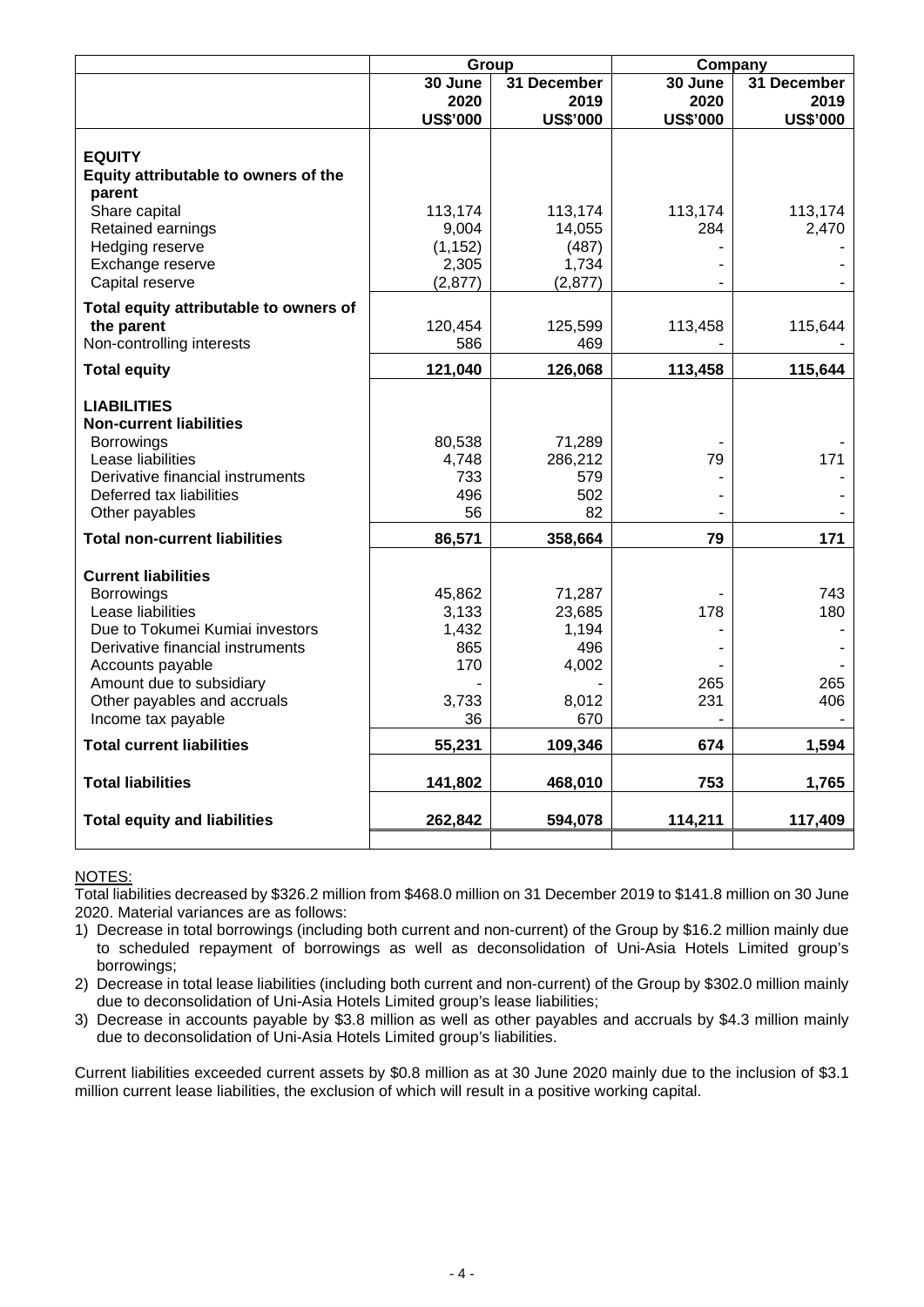| | Group | | Company | |
|---|---|---|---|---|
| | 30 June 2020 US$'000 | 31 December 2019 US$'000 | 30 June 2020 US$'000 | 31 December 2019 US$'000 |
| **EQUITY** | | | | |
| **Equity attributable to owners of the parent** | | | | |
| Share capital | 113,174 | 113,174 | 113,174 | 113,174 |
| Retained earnings | 9,004 | 14,055 | 284 | 2,470 |
| Hedging reserve | (1,152) | (487) | - | - |
| Exchange reserve | 2,305 | 1,734 | - | - |
| Capital reserve | (2,877) | (2,877) | - | - |
| **Total equity attributable to owners of the parent** | 120,454 | 125,599 | 113,458 | 115,644 |
| Non-controlling interests | 586 | 469 | - | - |
| **Total equity** | **121,040** | **126,068** | **113,458** | **115,644** |
| **LIABILITIES** | | | | |
| **Non-current liabilities** | | | | |
| Borrowings | 80,538 | 71,289 | - | - |
| Lease liabilities | 4,748 | 286,212 | 79 | 171 |
| Derivative financial instruments | 733 | 579 | - | - |
| Deferred tax liabilities | 496 | 502 | - | - |
| Other payables | 56 | 82 | - | - |
| **Total non-current liabilities** | **86,571** | **358,664** | **79** | **171** |
| **Current liabilities** | | | | |
| Borrowings | 45,862 | 71,287 | - | 743 |
| Lease liabilities | 3,133 | 23,685 | 178 | 180 |
| Due to Tokumei Kumiai investors | 1,432 | 1,194 | - | - |
| Derivative financial instruments | 865 | 496 | - | - |
| Accounts payable | 170 | 4,002 | - | - |
| Amount due to subsidiary | - | - | 265 | 265 |
| Other payables and accruals | 3,733 | 8,012 | 231 | 406 |
| Income tax payable | 36 | 670 | - | - |
| **Total current liabilities** | **55,231** | **109,346** | **674** | **1,594** |
| **Total liabilities** | **141,802** | **468,010** | **753** | **1,765** |
| **Total equity and liabilities** | **262,842** | **594,078** | **114,211** | **117,409** |

NOTES:

Total liabilities decreased by \$326.2 million from \$468.0 million on 31 December 2019 to \$141.8 million on 30 June 2020. Material variances are as follows:

1) Decrease in total borrowings (including both current and non-current) of the Group by \$16.2 million mainly due to scheduled repayment of borrowings as well as deconsolidation of Uni-Asia Hotels Limited group's borrowings;
2) Decrease in total lease liabilities (including both current and non-current) of the Group by \$302.0 million mainly due to deconsolidation of Uni-Asia Hotels Limited group's lease liabilities;
3) Decrease in accounts payable by \$3.8 million as well as other payables and accruals by \$4.3 million mainly due to deconsolidation of Uni-Asia Hotels Limited group's liabilities.

Current liabilities exceeded current assets by \$0.8 million as at 30 June 2020 mainly due to the inclusion of \$3.1 million current lease liabilities, the exclusion of which will result in a positive working capital.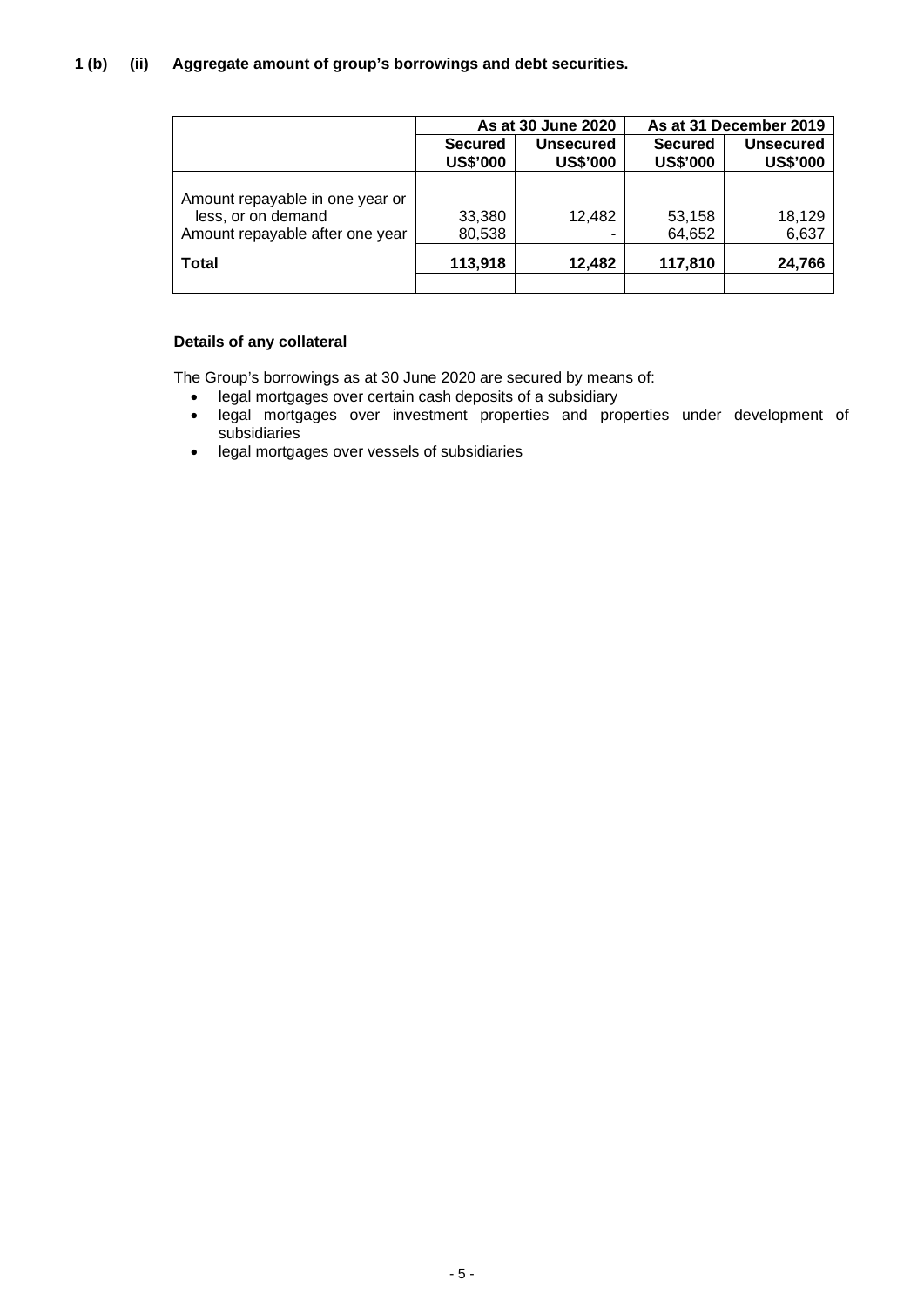**1 (b) (ii) Aggregate amount of group's borrowings and debt securities.**

| | As at 30 June 2020 | | As at 31 December 2019 | |
|---|---|---|---|---|
| | **Secured US$'000** | **Unsecured US$'000** | **Secured US$'000** | **Unsecured US$'000** |
| Amount repayable in one year or less, or on demand | 33,380 | 12,482 | 53,158 | 18,129 |
| Amount repayable after one year | 80,538 | - | 64,652 | 6,637 |
| **Total** | **113,918** | **12,482** | **117,810** | **24,766** |

**Details of any collateral**

The Group's borrowings as at 30 June 2020 are secured by means of:

- legal mortgages over certain cash deposits of a subsidiary
- legal mortgages over investment properties and properties under development of subsidiaries
- legal mortgages over vessels of subsidiaries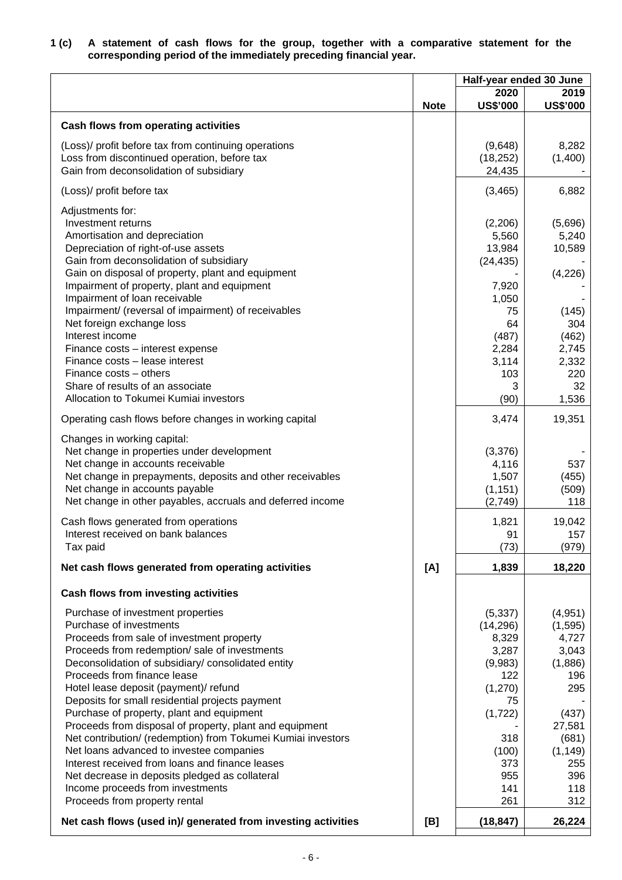**1 (c) A statement of cash flows for the group, together with a comparative statement for the corresponding period of the immediately preceding financial year.**

| | | Half-year ended 30 June | |
|---|---|---|---|
| | | 2020 | 2019 |
| | Note | US$'000 | US$'000 |
| **Cash flows from operating activities** | | | |
| (Loss)/ profit before tax from continuing operations | | (9,648) | 8,282 |
| Loss from discontinued operation, before tax | | (18,252) | (1,400) |
| Gain from deconsolidation of subsidiary | | 24,435 | - |
| (Loss)/ profit before tax | | (3,465) | 6,882 |
| Adjustments for: | | | |
| Investment returns | | (2,206) | (5,696) |
| Amortisation and depreciation | | 5,560 | 5,240 |
| Depreciation of right-of-use assets | | 13,984 | 10,589 |
| Gain from deconsolidation of subsidiary | | (24,435) | - |
| Gain on disposal of property, plant and equipment | | - | (4,226) |
| Impairment of property, plant and equipment | | 7,920 | - |
| Impairment of loan receivable | | 1,050 | - |
| Impairment/ (reversal of impairment) of receivables | | 75 | (145) |
| Net foreign exchange loss | | 64 | 304 |
| Interest income | | (487) | (462) |
| Finance costs – interest expense | | 2,284 | 2,745 |
| Finance costs – lease interest | | 3,114 | 2,332 |
| Finance costs – others | | 103 | 220 |
| Share of results of an associate | | 3 | 32 |
| Allocation to Tokumei Kumiai investors | | (90) | 1,536 |
| Operating cash flows before changes in working capital | | 3,474 | 19,351 |
| Changes in working capital: | | | |
| Net change in properties under development | | (3,376) | - |
| Net change in accounts receivable | | 4,116 | 537 |
| Net change in prepayments, deposits and other receivables | | 1,507 | (455) |
| Net change in accounts payable | | (1,151) | (509) |
| Net change in other payables, accruals and deferred income | | (2,749) | 118 |
| Cash flows generated from operations | | 1,821 | 19,042 |
| Interest received on bank balances | | 91 | 157 |
| Tax paid | | (73) | (979) |
| **Net cash flows generated from operating activities** | **[A]** | **1,839** | **18,220** |
| **Cash flows from investing activities** | | | |
| Purchase of investment properties | | (5,337) | (4,951) |
| Purchase of investments | | (14,296) | (1,595) |
| Proceeds from sale of investment property | | 8,329 | 4,727 |
| Proceeds from redemption/ sale of investments | | 3,287 | 3,043 |
| Deconsolidation of subsidiary/ consolidated entity | | (9,983) | (1,886) |
| Proceeds from finance lease | | 122 | 196 |
| Hotel lease deposit (payment)/ refund | | (1,270) | 295 |
| Deposits for small residential projects payment | | 75 | - |
| Purchase of property, plant and equipment | | (1,722) | (437) |
| Proceeds from disposal of property, plant and equipment | | - | 27,581 |
| Net contribution/ (redemption) from Tokumei Kumiai investors | | 318 | (681) |
| Net loans advanced to investee companies | | (100) | (1,149) |
| Interest received from loans and finance leases | | 373 | 255 |
| Net decrease in deposits pledged as collateral | | 955 | 396 |
| Income proceeds from investments | | 141 | 118 |
| Proceeds from property rental | | 261 | 312 |
| **Net cash flows (used in)/ generated from investing activities** | **[B]** | **(18,847)** | **26,224** |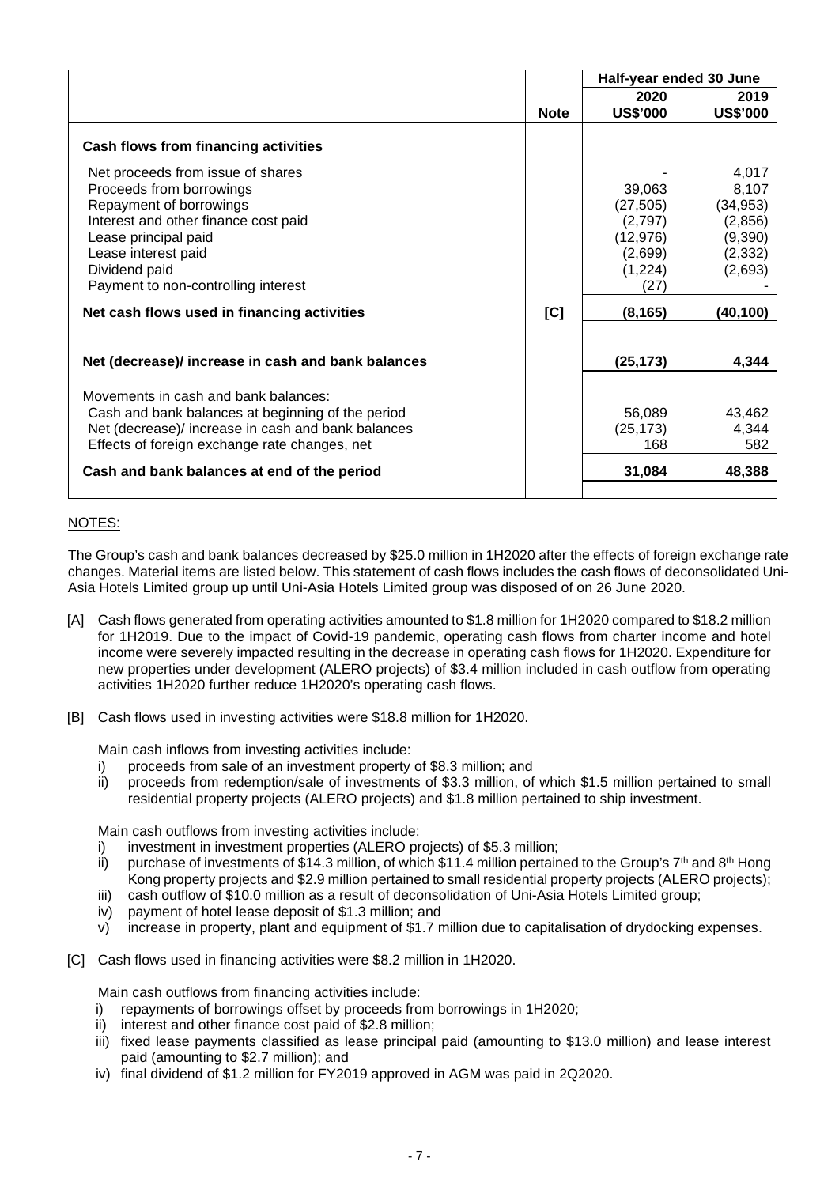| | | Half-year ended 30 June | |
|---|---|---|---|
| | | 2020 | 2019 |
| | **Note** | **US$'000** | **US$'000** |
| **Cash flows from financing activities** | | | |
| Net proceeds from issue of shares | | - | 4,017 |
| Proceeds from borrowings | | 39,063 | 8,107 |
| Repayment of borrowings | | (27,505) | (34,953) |
| Interest and other finance cost paid | | (2,797) | (2,856) |
| Lease principal paid | | (12,976) | (9,390) |
| Lease interest paid | | (2,699) | (2,332) |
| Dividend paid | | (1,224) | (2,693) |
| Payment to non-controlling interest | | (27) | - |
| **Net cash flows used in financing activities** | **[C]** | **(8,165)** | **(40,100)** |
| | | | |
| **Net (decrease)/ increase in cash and bank balances** | | **(25,173)** | **4,344** |
| | | | |
| Movements in cash and bank balances: | | | |
| Cash and bank balances at beginning of the period | | 56,089 | 43,462 |
| Net (decrease)/ increase in cash and bank balances | | (25,173) | 4,344 |
| Effects of foreign exchange rate changes, net | | 168 | 582 |
| **Cash and bank balances at end of the period** | | **31,084** | **48,388** |

NOTES:

The Group's cash and bank balances decreased by $25.0 million in 1H2020 after the effects of foreign exchange rate changes. Material items are listed below. This statement of cash flows includes the cash flows of deconsolidated Uni-Asia Hotels Limited group up until Uni-Asia Hotels Limited group was disposed of on 26 June 2020.

[A] Cash flows generated from operating activities amounted to $1.8 million for 1H2020 compared to $18.2 million for 1H2019. Due to the impact of Covid-19 pandemic, operating cash flows from charter income and hotel income were severely impacted resulting in the decrease in operating cash flows for 1H2020. Expenditure for new properties under development (ALERO projects) of $3.4 million included in cash outflow from operating activities 1H2020 further reduce 1H2020's operating cash flows.

[B] Cash flows used in investing activities were $18.8 million for 1H2020.

Main cash inflows from investing activities include:

i) proceeds from sale of an investment property of $8.3 million; and
ii) proceeds from redemption/sale of investments of $3.3 million, of which $1.5 million pertained to small residential property projects (ALERO projects) and $1.8 million pertained to ship investment.

Main cash outflows from investing activities include:

i) investment in investment properties (ALERO projects) of $5.3 million;
ii) purchase of investments of $14.3 million, of which $11.4 million pertained to the Group's 7th and 8th Hong Kong property projects and $2.9 million pertained to small residential property projects (ALERO projects);
iii) cash outflow of $10.0 million as a result of deconsolidation of Uni-Asia Hotels Limited group;
iv) payment of hotel lease deposit of $1.3 million; and
v) increase in property, plant and equipment of $1.7 million due to capitalisation of drydocking expenses.

[C] Cash flows used in financing activities were $8.2 million in 1H2020.

Main cash outflows from financing activities include:

i) repayments of borrowings offset by proceeds from borrowings in 1H2020;
ii) interest and other finance cost paid of $2.8 million;
iii) fixed lease payments classified as lease principal paid (amounting to $13.0 million) and lease interest paid (amounting to $2.7 million); and
iv) final dividend of $1.2 million for FY2019 approved in AGM was paid in 2Q2020.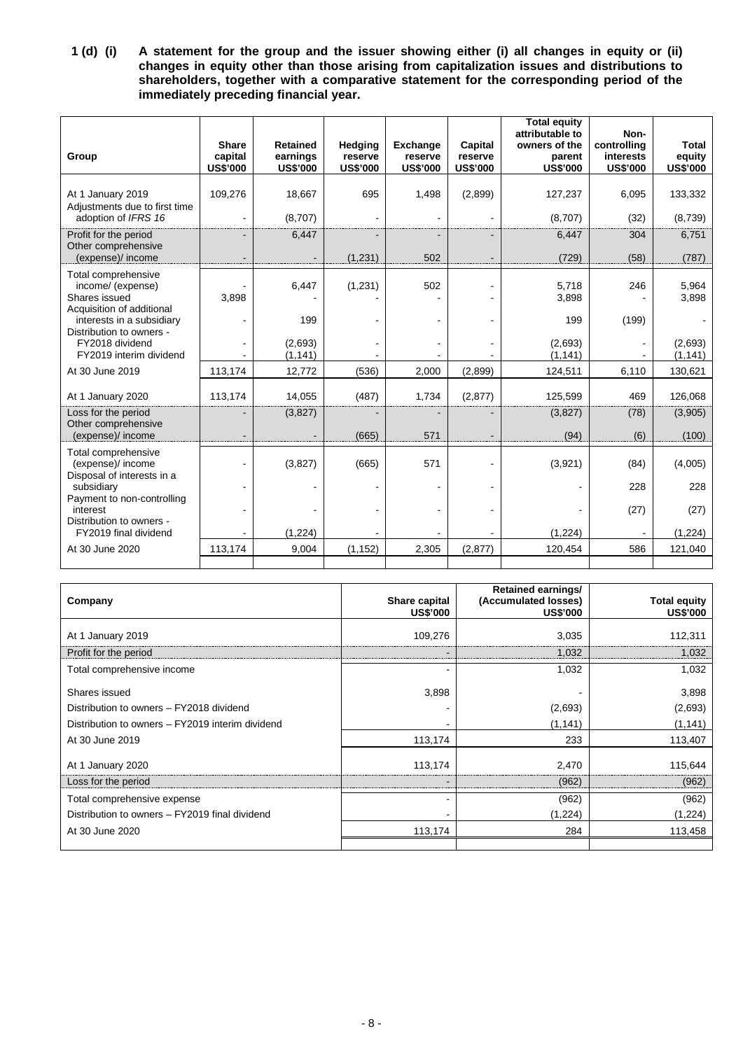**1 (d) (i) A statement for the group and the issuer showing either (i) all changes in equity or (ii) changes in equity other than those arising from capitalization issues and distributions to shareholders, together with a comparative statement for the corresponding period of the immediately preceding financial year.**

| Group | Share capital US$'000 | Retained earnings US$'000 | Hedging reserve US$'000 | Exchange reserve US$'000 | Capital reserve US$'000 | Total equity attributable to owners of the parent US$'000 | Non-controlling interests US$'000 | Total equity US$'000 |
|---|---|---|---|---|---|---|---|---|
| At 1 January 2019 | 109,276 | 18,667 | 695 | 1,498 | (2,899) | 127,237 | 6,095 | 133,332 |
| Adjustments due to first time adoption of *IFRS 16* | - | (8,707) | - | - | - | (8,707) | (32) | (8,739) |
| Profit for the period | - | 6,447 | - | - | - | 6,447 | 304 | 6,751 |
| Other comprehensive (expense)/ income | - | - | (1,231) | 502 | - | (729) | (58) | (787) |
| Total comprehensive income/ (expense) | - | 6,447 | (1,231) | 502 | - | 5,718 | 246 | 5,964 |
| Shares issued | 3,898 | - | - | - | - | 3,898 | - | 3,898 |
| Acquisition of additional interests in a subsidiary | - | 199 | - | - | - | 199 | (199) | - |
| Distribution to owners - FY2018 dividend | - | (2,693) | - | - | - | (2,693) | - | (2,693) |
| FY2019 interim dividend | - | (1,141) | - | - | - | (1,141) | - | (1,141) |
| At 30 June 2019 | 113,174 | 12,772 | (536) | 2,000 | (2,899) | 124,511 | 6,110 | 130,621 |
| At 1 January 2020 | 113,174 | 14,055 | (487) | 1,734 | (2,877) | 125,599 | 469 | 126,068 |
| Loss for the period | - | (3,827) | - | - | - | (3,827) | (78) | (3,905) |
| Other comprehensive (expense)/ income | - | - | (665) | 571 | - | (94) | (6) | (100) |
| Total comprehensive (expense)/ income | - | (3,827) | (665) | 571 | - | (3,921) | (84) | (4,005) |
| Disposal of interests in a subsidiary | - | - | - | - | - | - | 228 | 228 |
| Payment to non-controlling interest | - | - | - | - | - | - | (27) | (27) |
| Distribution to owners - FY2019 final dividend | - | (1,224) | - | - | - | (1,224) | - | (1,224) |
| At 30 June 2020 | 113,174 | 9,004 | (1,152) | 2,305 | (2,877) | 120,454 | 586 | 121,040 |

| Company | Share capital US$'000 | Retained earnings/ (Accumulated losses) US$'000 | Total equity US$'000 |
|---|---|---|---|
| At 1 January 2019 | 109,276 | 3,035 | 112,311 |
| Profit for the period | - | 1,032 | 1,032 |
| Total comprehensive income | - | 1,032 | 1,032 |
| Shares issued | 3,898 | - | 3,898 |
| Distribution to owners – FY2018 dividend | - | (2,693) | (2,693) |
| Distribution to owners – FY2019 interim dividend | - | (1,141) | (1,141) |
| At 30 June 2019 | 113,174 | 233 | 113,407 |
| At 1 January 2020 | 113,174 | 2,470 | 115,644 |
| Loss for the period | - | (962) | (962) |
| Total comprehensive expense | - | (962) | (962) |
| Distribution to owners – FY2019 final dividend | - | (1,224) | (1,224) |
| At 30 June 2020 | 113,174 | 284 | 113,458 |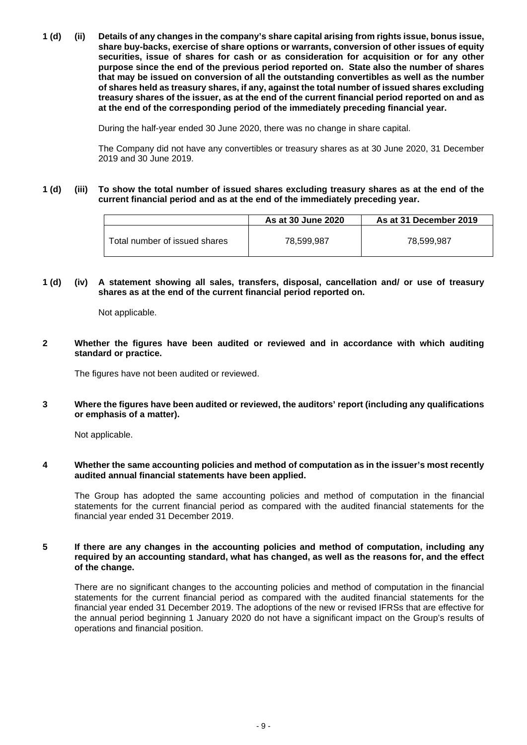**1 (d) (ii) Details of any changes in the company's share capital arising from rights issue, bonus issue, share buy-backs, exercise of share options or warrants, conversion of other issues of equity securities, issue of shares for cash or as consideration for acquisition or for any other purpose since the end of the previous period reported on. State also the number of shares that may be issued on conversion of all the outstanding convertibles as well as the number of shares held as treasury shares, if any, against the total number of issued shares excluding treasury shares of the issuer, as at the end of the current financial period reported on and as at the end of the corresponding period of the immediately preceding financial year.**

During the half-year ended 30 June 2020, there was no change in share capital.

The Company did not have any convertibles or treasury shares as at 30 June 2020, 31 December 2019 and 30 June 2019.

**1 (d) (iii) To show the total number of issued shares excluding treasury shares as at the end of the current financial period and as at the end of the immediately preceding year.**

| | As at 30 June 2020 | As at 31 December 2019 |
|---|---|---|
| Total number of issued shares | 78,599,987 | 78,599,987 |

**1 (d) (iv) A statement showing all sales, transfers, disposal, cancellation and/ or use of treasury shares as at the end of the current financial period reported on.**

Not applicable.

**2 Whether the figures have been audited or reviewed and in accordance with which auditing standard or practice.**

The figures have not been audited or reviewed.

**3 Where the figures have been audited or reviewed, the auditors' report (including any qualifications or emphasis of a matter).**

Not applicable.

**4 Whether the same accounting policies and method of computation as in the issuer's most recently audited annual financial statements have been applied.**

The Group has adopted the same accounting policies and method of computation in the financial statements for the current financial period as compared with the audited financial statements for the financial year ended 31 December 2019.

**5 If there are any changes in the accounting policies and method of computation, including any required by an accounting standard, what has changed, as well as the reasons for, and the effect of the change.**

There are no significant changes to the accounting policies and method of computation in the financial statements for the current financial period as compared with the audited financial statements for the financial year ended 31 December 2019. The adoptions of the new or revised IFRSs that are effective for the annual period beginning 1 January 2020 do not have a significant impact on the Group's results of operations and financial position.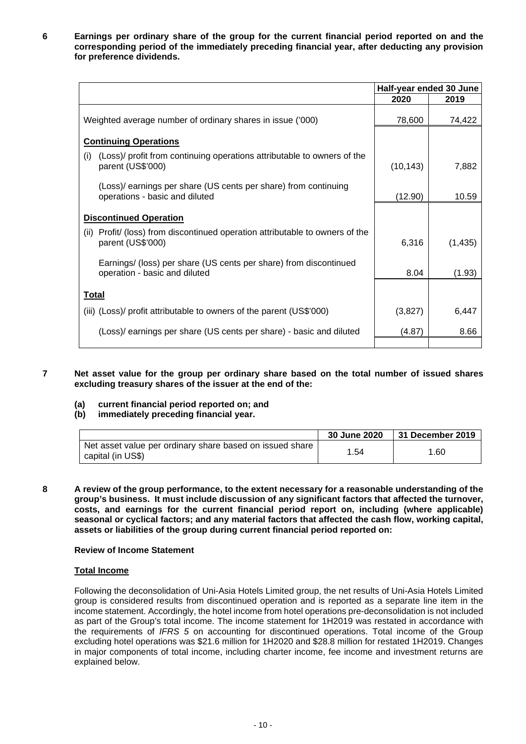**6 Earnings per ordinary share of the group for the current financial period reported on and the corresponding period of the immediately preceding financial year, after deducting any provision for preference dividends.**

| | Half-year ended 30 June | |
|---|---|---|
| | 2020 | 2019 |
| Weighted average number of ordinary shares in issue ('000) | 78,600 | 74,422 |
| **Continuing Operations** | | |
| (i) (Loss)/ profit from continuing operations attributable to owners of the parent (US$'000) | (10,143) | 7,882 |
| (Loss)/ earnings per share (US cents per share) from continuing operations - basic and diluted | (12.90) | 10.59 |
| **Discontinued Operation** | | |
| (ii) Profit/ (loss) from discontinued operation attributable to owners of the parent (US$'000) | 6,316 | (1,435) |
| Earnings/ (loss) per share (US cents per share) from discontinued operation - basic and diluted | 8.04 | (1.93) |
| **Total** | | |
| (iii) (Loss)/ profit attributable to owners of the parent (US$'000) | (3,827) | 6,447 |
| (Loss)/ earnings per share (US cents per share) - basic and diluted | (4.87) | 8.66 |

**7 Net asset value for the group per ordinary share based on the total number of issued shares excluding treasury shares of the issuer at the end of the:**

**(a) current financial period reported on; and**
**(b) immediately preceding financial year.**

| | 30 June 2020 | 31 December 2019 |
|---|---|---|
| Net asset value per ordinary share based on issued share capital (in US$) | 1.54 | 1.60 |

**8 A review of the group performance, to the extent necessary for a reasonable understanding of the group's business. It must include discussion of any significant factors that affected the turnover, costs, and earnings for the current financial period report on, including (where applicable) seasonal or cyclical factors; and any material factors that affected the cash flow, working capital, assets or liabilities of the group during current financial period reported on:**

**Review of Income Statement**

**Total Income**

Following the deconsolidation of Uni-Asia Hotels Limited group, the net results of Uni-Asia Hotels Limited group is considered results from discontinued operation and is reported as a separate line item in the income statement. Accordingly, the hotel income from hotel operations pre-deconsolidation is not included as part of the Group's total income. The income statement for 1H2019 was restated in accordance with the requirements of *IFRS 5* on accounting for discontinued operations. Total income of the Group excluding hotel operations was $21.6 million for 1H2020 and $28.8 million for restated 1H2019. Changes in major components of total income, including charter income, fee income and investment returns are explained below.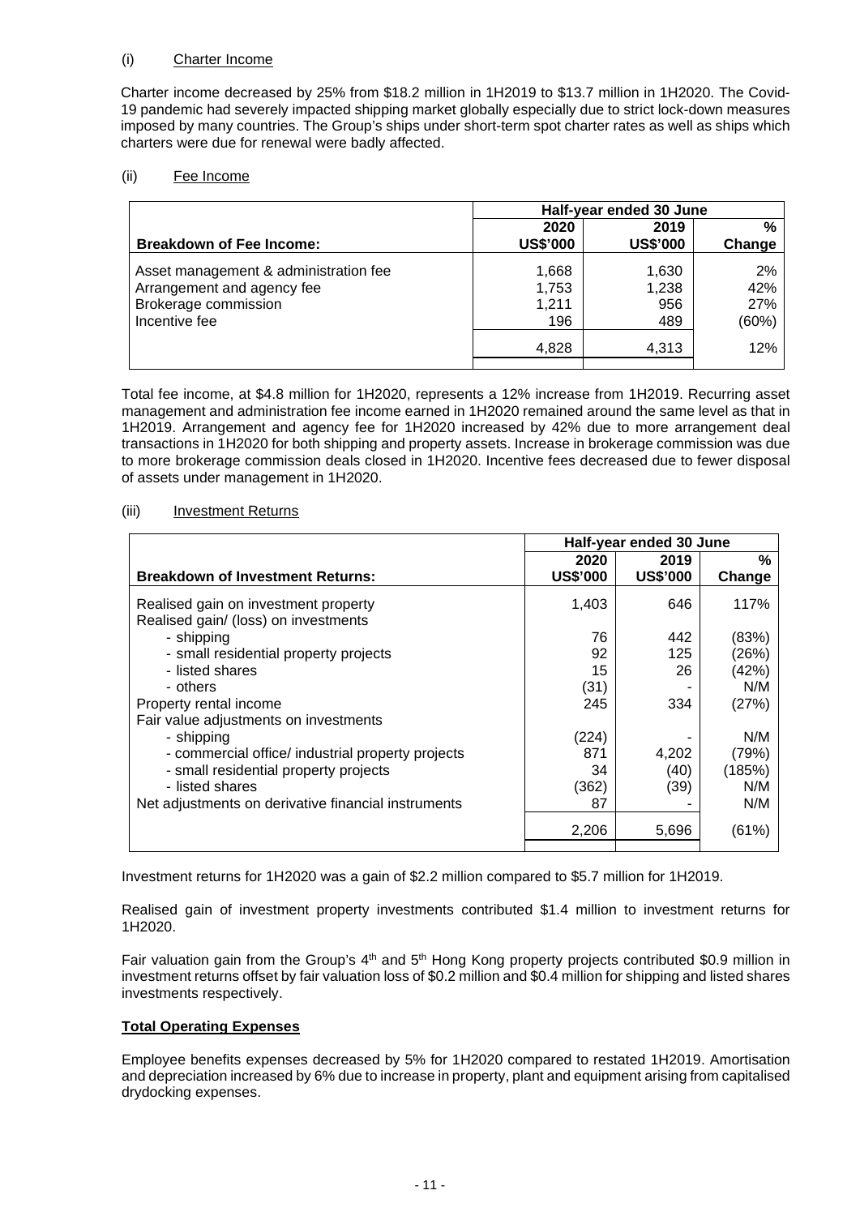(i) Charter Income

Charter income decreased by 25% from $18.2 million in 1H2019 to $13.7 million in 1H2020. The Covid-19 pandemic had severely impacted shipping market globally especially due to strict lock-down measures imposed by many countries. The Group's ships under short-term spot charter rates as well as ships which charters were due for renewal were badly affected.

(ii) Fee Income

| | Half-year ended 30 June | | |
|---|---|---|---|
| **Breakdown of Fee Income:** | **2020 US$'000** | **2019 US$'000** | **% Change** |
| Asset management & administration fee | 1,668 | 1,630 | 2% |
| Arrangement and agency fee | 1,753 | 1,238 | 42% |
| Brokerage commission | 1,211 | 956 | 27% |
| Incentive fee | 196 | 489 | (60%) |
| | 4,828 | 4,313 | 12% |

Total fee income, at $4.8 million for 1H2020, represents a 12% increase from 1H2019. Recurring asset management and administration fee income earned in 1H2020 remained around the same level as that in 1H2019. Arrangement and agency fee for 1H2020 increased by 42% due to more arrangement deal transactions in 1H2020 for both shipping and property assets. Increase in brokerage commission was due to more brokerage commission deals closed in 1H2020. Incentive fees decreased due to fewer disposal of assets under management in 1H2020.

(iii) Investment Returns

| | Half-year ended 30 June | | |
|---|---|---|---|
| **Breakdown of Investment Returns:** | **2020 US$'000** | **2019 US$'000** | **% Change** |
| Realised gain on investment property | 1,403 | 646 | 117% |
| Realised gain/ (loss) on investments | | | |
| - shipping | 76 | 442 | (83%) |
| - small residential property projects | 92 | 125 | (26%) |
| - listed shares | 15 | 26 | (42%) |
| - others | (31) | - | N/M |
| Property rental income | 245 | 334 | (27%) |
| Fair value adjustments on investments | | | |
| - shipping | (224) | - | N/M |
| - commercial office/ industrial property projects | 871 | 4,202 | (79%) |
| - small residential property projects | 34 | (40) | (185%) |
| - listed shares | (362) | (39) | N/M |
| Net adjustments on derivative financial instruments | 87 | - | N/M |
| | 2,206 | 5,696 | (61%) |

Investment returns for 1H2020 was a gain of $2.2 million compared to $5.7 million for 1H2019.

Realised gain of investment property investments contributed $1.4 million to investment returns for 1H2020.

Fair valuation gain from the Group's 4th and 5th Hong Kong property projects contributed $0.9 million in investment returns offset by fair valuation loss of $0.2 million and $0.4 million for shipping and listed shares investments respectively.

**Total Operating Expenses**

Employee benefits expenses decreased by 5% for 1H2020 compared to restated 1H2019. Amortisation and depreciation increased by 6% due to increase in property, plant and equipment arising from capitalised drydocking expenses.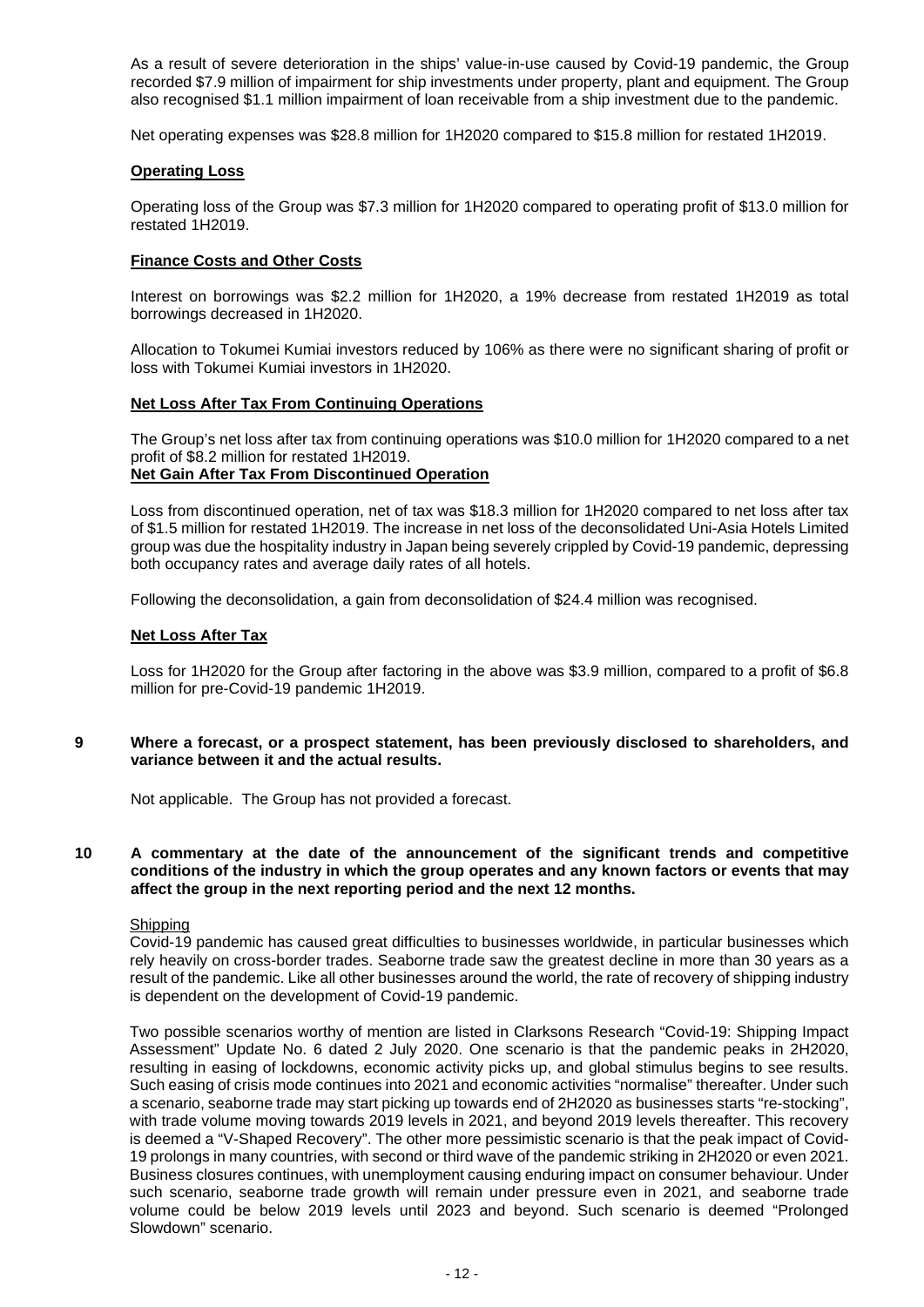As a result of severe deterioration in the ships' value-in-use caused by Covid-19 pandemic, the Group recorded $7.9 million of impairment for ship investments under property, plant and equipment. The Group also recognised $1.1 million impairment of loan receivable from a ship investment due to the pandemic.

Net operating expenses was $28.8 million for 1H2020 compared to $15.8 million for restated 1H2019.

**Operating Loss**

Operating loss of the Group was $7.3 million for 1H2020 compared to operating profit of $13.0 million for restated 1H2019.

**Finance Costs and Other Costs**

Interest on borrowings was $2.2 million for 1H2020, a 19% decrease from restated 1H2019 as total borrowings decreased in 1H2020.

Allocation to Tokumei Kumiai investors reduced by 106% as there were no significant sharing of profit or loss with Tokumei Kumiai investors in 1H2020.

**Net Loss After Tax From Continuing Operations**

The Group's net loss after tax from continuing operations was $10.0 million for 1H2020 compared to a net profit of $8.2 million for restated 1H2019.

**Net Gain After Tax From Discontinued Operation**

Loss from discontinued operation, net of tax was $18.3 million for 1H2020 compared to net loss after tax of $1.5 million for restated 1H2019. The increase in net loss of the deconsolidated Uni-Asia Hotels Limited group was due the hospitality industry in Japan being severely crippled by Covid-19 pandemic, depressing both occupancy rates and average daily rates of all hotels.

Following the deconsolidation, a gain from deconsolidation of $24.4 million was recognised.

**Net Loss After Tax**

Loss for 1H2020 for the Group after factoring in the above was $3.9 million, compared to a profit of $6.8 million for pre-Covid-19 pandemic 1H2019.

**9 Where a forecast, or a prospect statement, has been previously disclosed to shareholders, and variance between it and the actual results.**

Not applicable. The Group has not provided a forecast.

**10 A commentary at the date of the announcement of the significant trends and competitive conditions of the industry in which the group operates and any known factors or events that may affect the group in the next reporting period and the next 12 months.**

Shipping

Covid-19 pandemic has caused great difficulties to businesses worldwide, in particular businesses which rely heavily on cross-border trades. Seaborne trade saw the greatest decline in more than 30 years as a result of the pandemic. Like all other businesses around the world, the rate of recovery of shipping industry is dependent on the development of Covid-19 pandemic.

Two possible scenarios worthy of mention are listed in Clarksons Research "Covid-19: Shipping Impact Assessment" Update No. 6 dated 2 July 2020. One scenario is that the pandemic peaks in 2H2020, resulting in easing of lockdowns, economic activity picks up, and global stimulus begins to see results. Such easing of crisis mode continues into 2021 and economic activities "normalise" thereafter. Under such a scenario, seaborne trade may start picking up towards end of 2H2020 as businesses starts "re-stocking", with trade volume moving towards 2019 levels in 2021, and beyond 2019 levels thereafter. This recovery is deemed a "V-Shaped Recovery". The other more pessimistic scenario is that the peak impact of Covid-19 prolongs in many countries, with second or third wave of the pandemic striking in 2H2020 or even 2021. Business closures continues, with unemployment causing enduring impact on consumer behaviour. Under such scenario, seaborne trade growth will remain under pressure even in 2021, and seaborne trade volume could be below 2019 levels until 2023 and beyond. Such scenario is deemed "Prolonged Slowdown" scenario.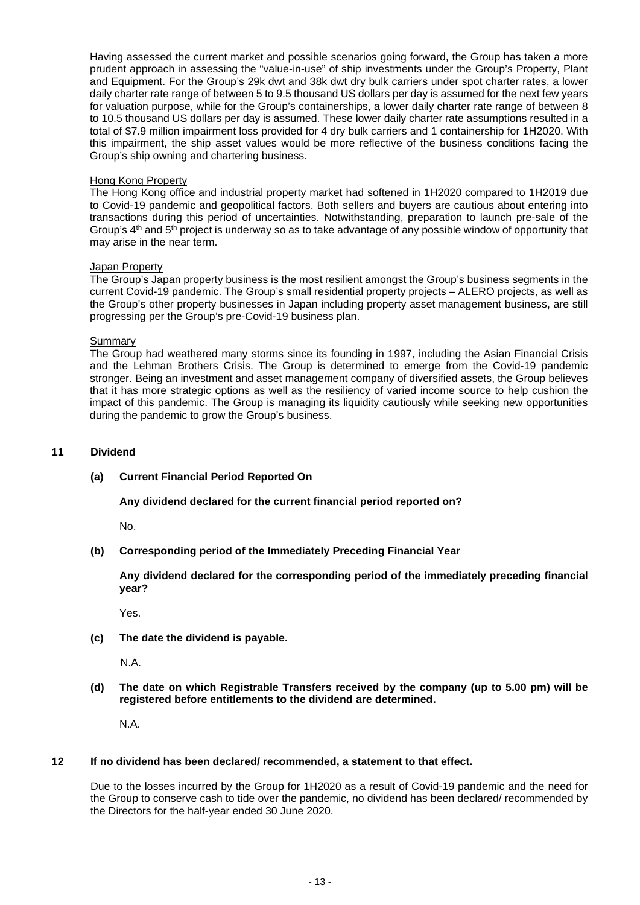Having assessed the current market and possible scenarios going forward, the Group has taken a more prudent approach in assessing the "value-in-use" of ship investments under the Group's Property, Plant and Equipment. For the Group's 29k dwt and 38k dwt dry bulk carriers under spot charter rates, a lower daily charter rate range of between 5 to 9.5 thousand US dollars per day is assumed for the next few years for valuation purpose, while for the Group's containerships, a lower daily charter rate range of between 8 to 10.5 thousand US dollars per day is assumed. These lower daily charter rate assumptions resulted in a total of $7.9 million impairment loss provided for 4 dry bulk carriers and 1 containership for 1H2020. With this impairment, the ship asset values would be more reflective of the business conditions facing the Group's ship owning and chartering business.

Hong Kong Property

The Hong Kong office and industrial property market had softened in 1H2020 compared to 1H2019 due to Covid-19 pandemic and geopolitical factors. Both sellers and buyers are cautious about entering into transactions during this period of uncertainties. Notwithstanding, preparation to launch pre-sale of the Group's 4th and 5th project is underway so as to take advantage of any possible window of opportunity that may arise in the near term.

Japan Property

The Group's Japan property business is the most resilient amongst the Group's business segments in the current Covid-19 pandemic. The Group's small residential property projects – ALERO projects, as well as the Group's other property businesses in Japan including property asset management business, are still progressing per the Group's pre-Covid-19 business plan.

Summary

The Group had weathered many storms since its founding in 1997, including the Asian Financial Crisis and the Lehman Brothers Crisis. The Group is determined to emerge from the Covid-19 pandemic stronger. Being an investment and asset management company of diversified assets, the Group believes that it has more strategic options as well as the resiliency of varied income source to help cushion the impact of this pandemic. The Group is managing its liquidity cautiously while seeking new opportunities during the pandemic to grow the Group's business.

## 11 Dividend

### (a) Current Financial Period Reported On

**Any dividend declared for the current financial period reported on?**

No.

### (b) Corresponding period of the Immediately Preceding Financial Year

**Any dividend declared for the corresponding period of the immediately preceding financial year?**

Yes.

### (c) The date the dividend is payable.

N.A.

### (d) The date on which Registrable Transfers received by the company (up to 5.00 pm) will be registered before entitlements to the dividend are determined.

N.A.

## 12 If no dividend has been declared/ recommended, a statement to that effect.

Due to the losses incurred by the Group for 1H2020 as a result of Covid-19 pandemic and the need for the Group to conserve cash to tide over the pandemic, no dividend has been declared/ recommended by the Directors for the half-year ended 30 June 2020.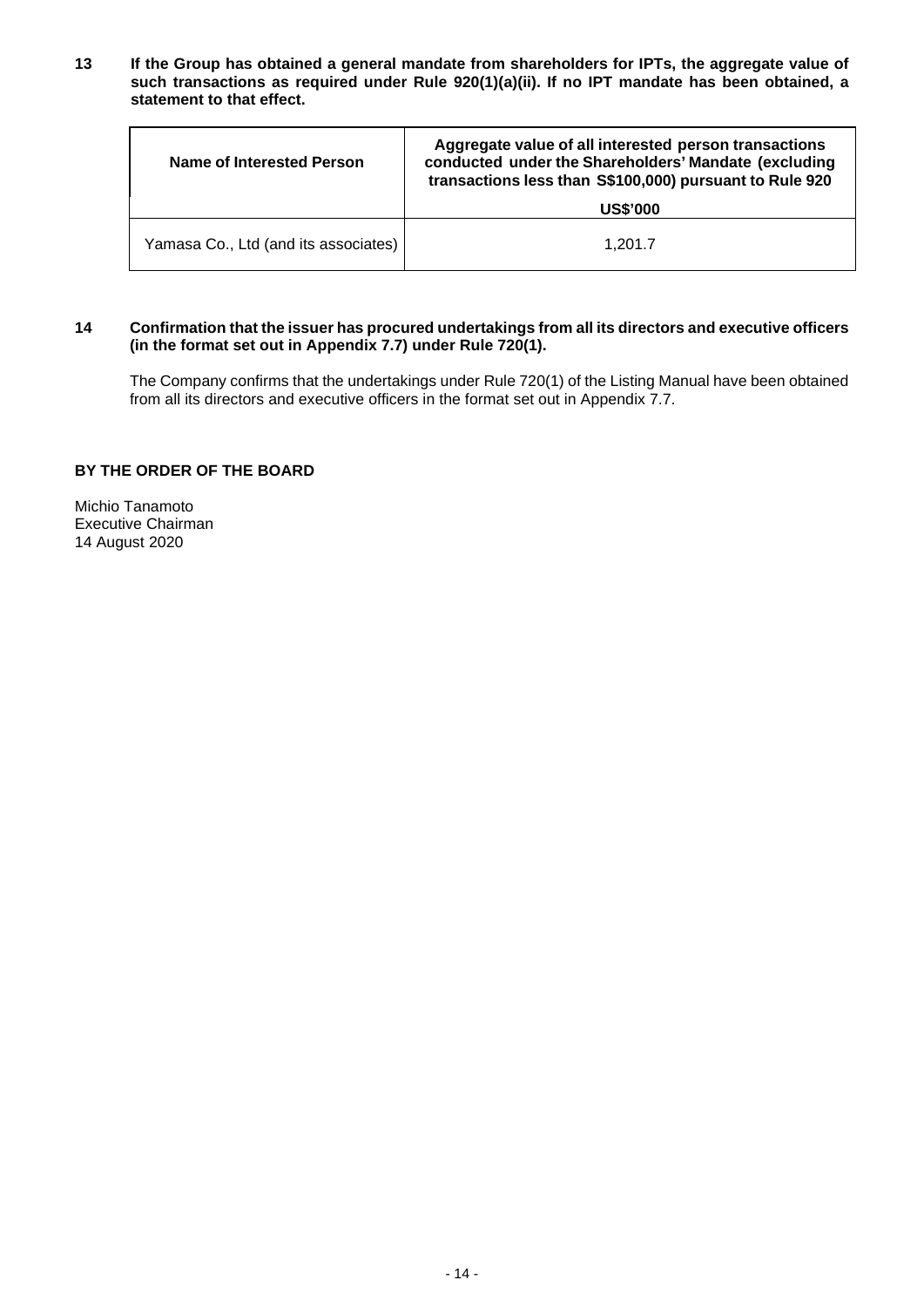**13 If the Group has obtained a general mandate from shareholders for IPTs, the aggregate value of such transactions as required under Rule 920(1)(a)(ii). If no IPT mandate has been obtained, a statement to that effect.**

| Name of Interested Person | Aggregate value of all interested person transactions conducted under the Shareholders' Mandate (excluding transactions less than S$100,000) pursuant to Rule 920 |
|---|---|
| | **US$'000** |
| Yamasa Co., Ltd (and its associates) | 1,201.7 |

**14 Confirmation that the issuer has procured undertakings from all its directors and executive officers (in the format set out in Appendix 7.7) under Rule 720(1).**

The Company confirms that the undertakings under Rule 720(1) of the Listing Manual have been obtained from all its directors and executive officers in the format set out in Appendix 7.7.

**BY THE ORDER OF THE BOARD**

Michio Tanamoto
Executive Chairman
14 August 2020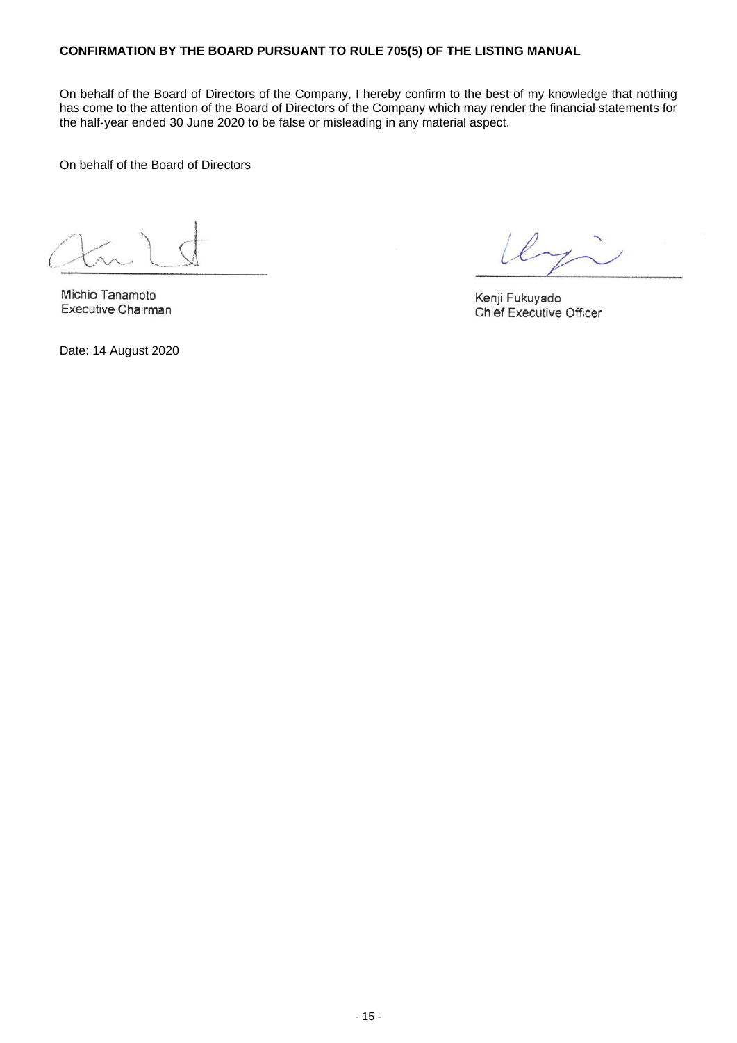**CONFIRMATION BY THE BOARD PURSUANT TO RULE 705(5) OF THE LISTING MANUAL**

On behalf of the Board of Directors of the Company, I hereby confirm to the best of my knowledge that nothing has come to the attention of the Board of Directors of the Company which may render the financial statements for the half-year ended 30 June 2020 to be false or misleading in any material aspect.

On behalf of the Board of Directors

Michio Tanamoto
Executive Chairman

Kenji Fukuyado
Chief Executive Officer

Date: 14 August 2020